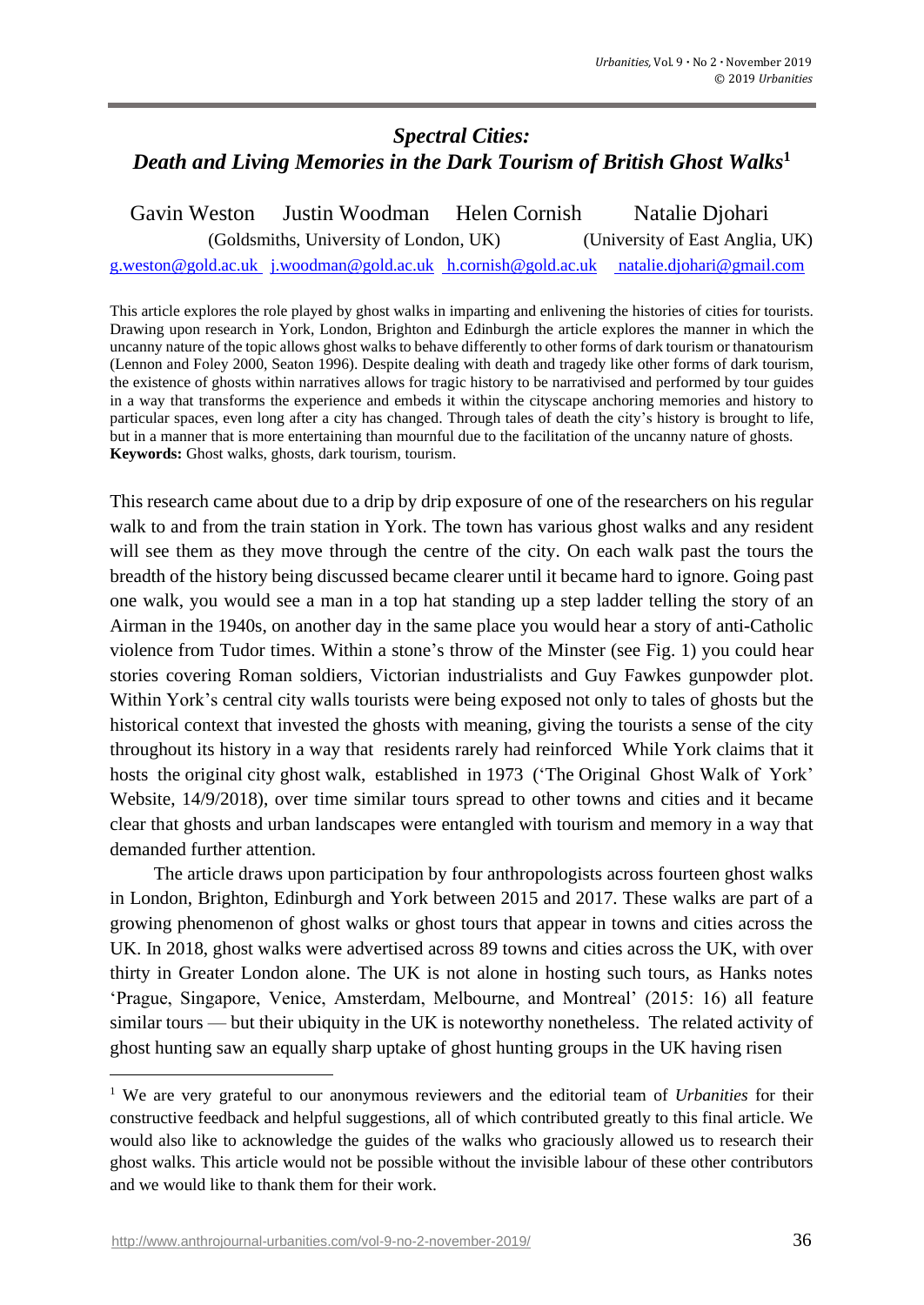# *Spectral Cities: Death and Living Memories in the Dark Tourism of British Ghost Walks*[1]

Gavin Weston Justin Woodman Helen Cornish Natalie Djohari

(Goldsmiths, University of London, UK) (University of East Anglia, UK)

g.weston@gold.ac.uk j.woodman@gold.ac.uk h.cornish@gold.ac.uk natalie.djohari@gmail.com

This article explores the role played by ghost walks in imparting and enlivening the histories of cities for tourists. Drawing upon research in York, London, Brighton and Edinburgh the article explores the manner in which the uncanny nature of the topic allows ghost walks to behave differently to other forms of dark tourism or thanatourism (Lennon and Foley 2000, Seaton 1996). Despite dealing with death and tragedy like other forms of dark tourism, the existence of ghosts within narratives allows for tragic history to be narrativised and performed by tour guides in a way that transforms the experience and embeds it within the cityscape anchoring memories and history to particular spaces, even long after a city has changed. Through tales of death the city's history is brought to life, but in a manner that is more entertaining than mournful due to the facilitation of the uncanny nature of ghosts.
**Keywords:** Ghost walks, ghosts, dark tourism, tourism.

This research came about due to a drip by drip exposure of one of the researchers on his regular walk to and from the train station in York. The town has various ghost walks and any resident will see them as they move through the centre of the city. On each walk past the tours the breadth of the history being discussed became clearer until it became hard to ignore. Going past one walk, you would see a man in a top hat standing up a step ladder telling the story of an Airman in the 1940s, on another day in the same place you would hear a story of anti-Catholic violence from Tudor times. Within a stone's throw of the Minster (see Fig. 1) you could hear stories covering Roman soldiers, Victorian industrialists and Guy Fawkes gunpowder plot. Within York's central city walls tourists were being exposed not only to tales of ghosts but the historical context that invested the ghosts with meaning, giving the tourists a sense of the city throughout its history in a way that residents rarely had reinforced While York claims that it hosts the original city ghost walk, established in 1973 ('The Original Ghost Walk of York' Website, 14/9/2018), over time similar tours spread to other towns and cities and it became clear that ghosts and urban landscapes were entangled with tourism and memory in a way that demanded further attention.

The article draws upon participation by four anthropologists across fourteen ghost walks in London, Brighton, Edinburgh and York between 2015 and 2017. These walks are part of a growing phenomenon of ghost walks or ghost tours that appear in towns and cities across the UK. In 2018, ghost walks were advertised across 89 towns and cities across the UK, with over thirty in Greater London alone. The UK is not alone in hosting such tours, as Hanks notes 'Prague, Singapore, Venice, Amsterdam, Melbourne, and Montreal' (2015: 16) all feature similar tours — but their ubiquity in the UK is noteworthy nonetheless. The related activity of ghost hunting saw an equally sharp uptake of ghost hunting groups in the UK having risen

[1] We are very grateful to our anonymous reviewers and the editorial team of *Urbanities* for their constructive feedback and helpful suggestions, all of which contributed greatly to this final article. We would also like to acknowledge the guides of the walks who graciously allowed us to research their ghost walks. This article would not be possible without the invisible labour of these other contributors and we would like to thank them for their work.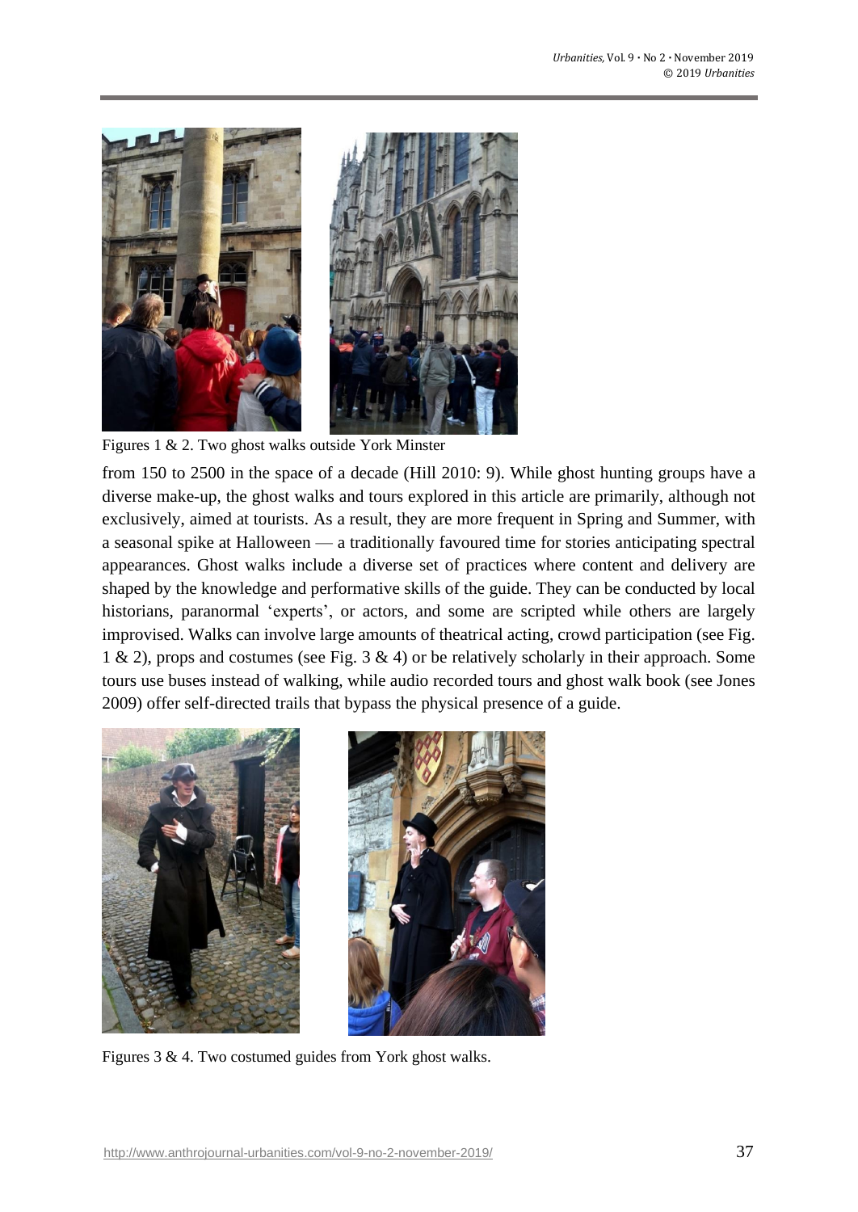Figures 1 & 2. Two ghost walks outside York Minster

from 150 to 2500 in the space of a decade (Hill 2010: 9). While ghost hunting groups have a diverse make-up, the ghost walks and tours explored in this article are primarily, although not exclusively, aimed at tourists. As a result, they are more frequent in Spring and Summer, with a seasonal spike at Halloween — a traditionally favoured time for stories anticipating spectral appearances. Ghost walks include a diverse set of practices where content and delivery are shaped by the knowledge and performative skills of the guide. They can be conducted by local historians, paranormal 'experts', or actors, and some are scripted while others are largely improvised. Walks can involve large amounts of theatrical acting, crowd participation (see Fig. 1 & 2), props and costumes (see Fig. 3 & 4) or be relatively scholarly in their approach. Some tours use buses instead of walking, while audio recorded tours and ghost walk book (see Jones 2009) offer self-directed trails that bypass the physical presence of a guide.

Figures 3 & 4. Two costumed guides from York ghost walks.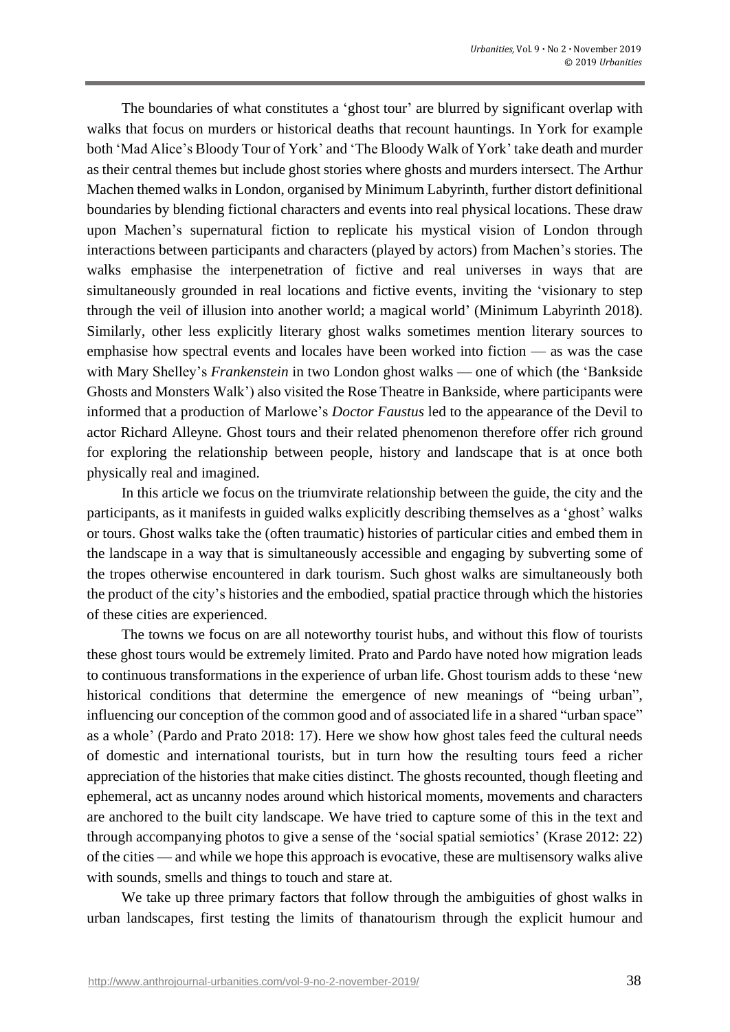The boundaries of what constitutes a 'ghost tour' are blurred by significant overlap with walks that focus on murders or historical deaths that recount hauntings. In York for example both 'Mad Alice's Bloody Tour of York' and 'The Bloody Walk of York' take death and murder as their central themes but include ghost stories where ghosts and murders intersect. The Arthur Machen themed walks in London, organised by Minimum Labyrinth, further distort definitional boundaries by blending fictional characters and events into real physical locations. These draw upon Machen's supernatural fiction to replicate his mystical vision of London through interactions between participants and characters (played by actors) from Machen's stories. The walks emphasise the interpenetration of fictive and real universes in ways that are simultaneously grounded in real locations and fictive events, inviting the 'visionary to step through the veil of illusion into another world; a magical world' (Minimum Labyrinth 2018). Similarly, other less explicitly literary ghost walks sometimes mention literary sources to emphasise how spectral events and locales have been worked into fiction — as was the case with Mary Shelley's *Frankenstein* in two London ghost walks — one of which (the 'Bankside Ghosts and Monsters Walk') also visited the Rose Theatre in Bankside, where participants were informed that a production of Marlowe's *Doctor Faustus* led to the appearance of the Devil to actor Richard Alleyne. Ghost tours and their related phenomenon therefore offer rich ground for exploring the relationship between people, history and landscape that is at once both physically real and imagined.

In this article we focus on the triumvirate relationship between the guide, the city and the participants, as it manifests in guided walks explicitly describing themselves as a 'ghost' walks or tours. Ghost walks take the (often traumatic) histories of particular cities and embed them in the landscape in a way that is simultaneously accessible and engaging by subverting some of the tropes otherwise encountered in dark tourism. Such ghost walks are simultaneously both the product of the city's histories and the embodied, spatial practice through which the histories of these cities are experienced.

The towns we focus on are all noteworthy tourist hubs, and without this flow of tourists these ghost tours would be extremely limited. Prato and Pardo have noted how migration leads to continuous transformations in the experience of urban life. Ghost tourism adds to these 'new historical conditions that determine the emergence of new meanings of "being urban", influencing our conception of the common good and of associated life in a shared "urban space" as a whole' (Pardo and Prato 2018: 17). Here we show how ghost tales feed the cultural needs of domestic and international tourists, but in turn how the resulting tours feed a richer appreciation of the histories that make cities distinct. The ghosts recounted, though fleeting and ephemeral, act as uncanny nodes around which historical moments, movements and characters are anchored to the built city landscape. We have tried to capture some of this in the text and through accompanying photos to give a sense of the 'social spatial semiotics' (Krase 2012: 22) of the cities — and while we hope this approach is evocative, these are multisensory walks alive with sounds, smells and things to touch and stare at.

We take up three primary factors that follow through the ambiguities of ghost walks in urban landscapes, first testing the limits of thanatourism through the explicit humour and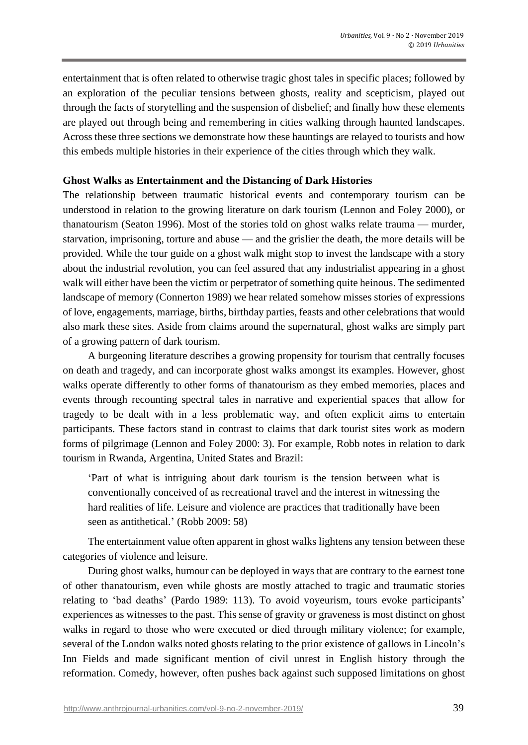entertainment that is often related to otherwise tragic ghost tales in specific places; followed by an exploration of the peculiar tensions between ghosts, reality and scepticism, played out through the facts of storytelling and the suspension of disbelief; and finally how these elements are played out through being and remembering in cities walking through haunted landscapes. Across these three sections we demonstrate how these hauntings are relayed to tourists and how this embeds multiple histories in their experience of the cities through which they walk.

**Ghost Walks as Entertainment and the Distancing of Dark Histories**

The relationship between traumatic historical events and contemporary tourism can be understood in relation to the growing literature on dark tourism (Lennon and Foley 2000), or thanatourism (Seaton 1996). Most of the stories told on ghost walks relate trauma — murder, starvation, imprisoning, torture and abuse — and the grislier the death, the more details will be provided. While the tour guide on a ghost walk might stop to invest the landscape with a story about the industrial revolution, you can feel assured that any industrialist appearing in a ghost walk will either have been the victim or perpetrator of something quite heinous. The sedimented landscape of memory (Connerton 1989) we hear related somehow misses stories of expressions of love, engagements, marriage, births, birthday parties, feasts and other celebrations that would also mark these sites. Aside from claims around the supernatural, ghost walks are simply part of a growing pattern of dark tourism.

A burgeoning literature describes a growing propensity for tourism that centrally focuses on death and tragedy, and can incorporate ghost walks amongst its examples. However, ghost walks operate differently to other forms of thanatourism as they embed memories, places and events through recounting spectral tales in narrative and experiential spaces that allow for tragedy to be dealt with in a less problematic way, and often explicit aims to entertain participants. These factors stand in contrast to claims that dark tourist sites work as modern forms of pilgrimage (Lennon and Foley 2000: 3). For example, Robb notes in relation to dark tourism in Rwanda, Argentina, United States and Brazil:

> 'Part of what is intriguing about dark tourism is the tension between what is conventionally conceived of as recreational travel and the interest in witnessing the hard realities of life. Leisure and violence are practices that traditionally have been seen as antithetical.' (Robb 2009: 58)

The entertainment value often apparent in ghost walks lightens any tension between these categories of violence and leisure.

During ghost walks, humour can be deployed in ways that are contrary to the earnest tone of other thanatourism, even while ghosts are mostly attached to tragic and traumatic stories relating to 'bad deaths' (Pardo 1989: 113). To avoid voyeurism, tours evoke participants' experiences as witnesses to the past. This sense of gravity or graveness is most distinct on ghost walks in regard to those who were executed or died through military violence; for example, several of the London walks noted ghosts relating to the prior existence of gallows in Lincoln's Inn Fields and made significant mention of civil unrest in English history through the reformation. Comedy, however, often pushes back against such supposed limitations on ghost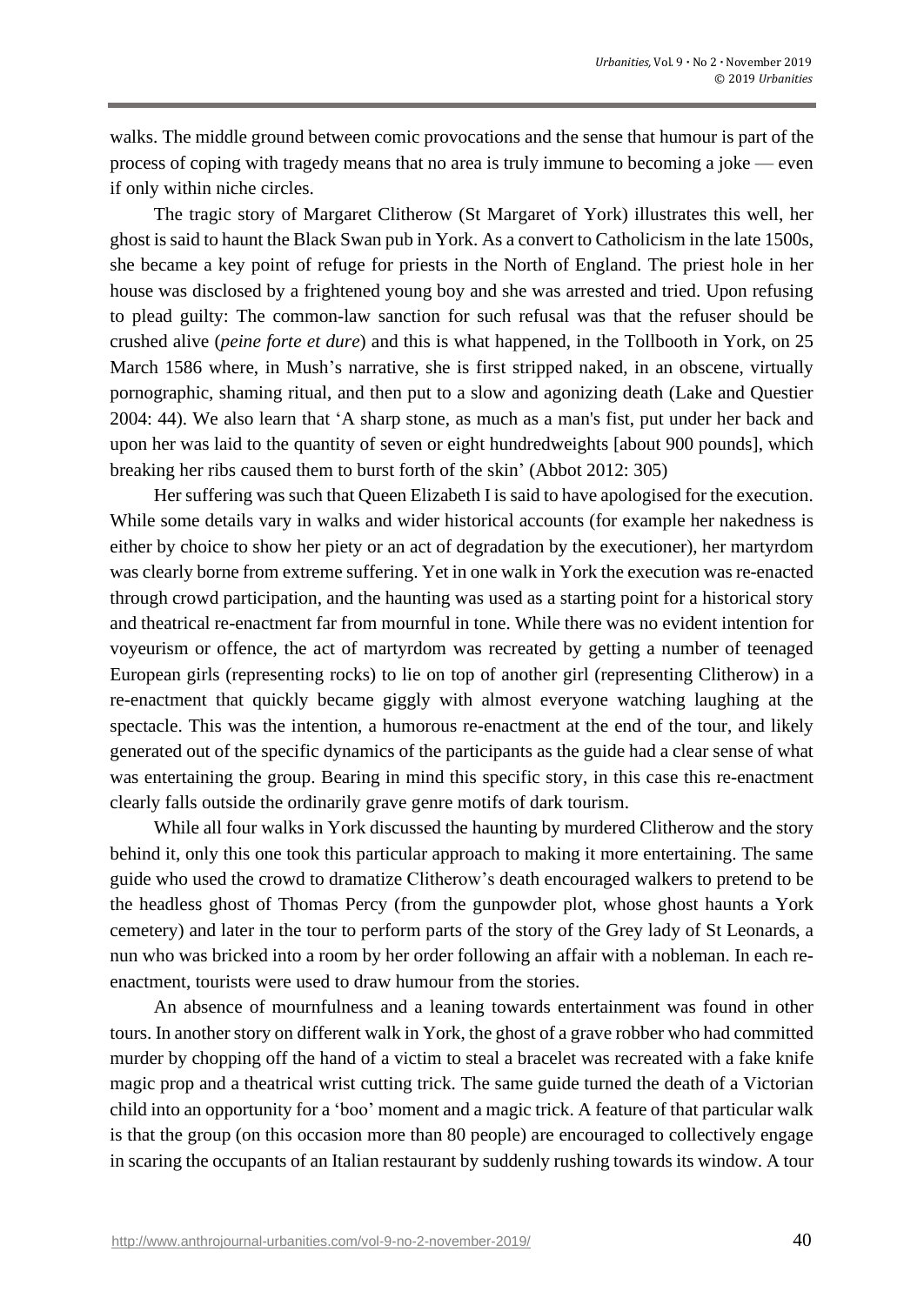walks. The middle ground between comic provocations and the sense that humour is part of the process of coping with tragedy means that no area is truly immune to becoming a joke — even if only within niche circles.

The tragic story of Margaret Clitherow (St Margaret of York) illustrates this well, her ghost is said to haunt the Black Swan pub in York. As a convert to Catholicism in the late 1500s, she became a key point of refuge for priests in the North of England. The priest hole in her house was disclosed by a frightened young boy and she was arrested and tried. Upon refusing to plead guilty: The common-law sanction for such refusal was that the refuser should be crushed alive (*peine forte et dure*) and this is what happened, in the Tollbooth in York, on 25 March 1586 where, in Mush's narrative, she is first stripped naked, in an obscene, virtually pornographic, shaming ritual, and then put to a slow and agonizing death (Lake and Questier 2004: 44). We also learn that 'A sharp stone, as much as a man's fist, put under her back and upon her was laid to the quantity of seven or eight hundredweights [about 900 pounds], which breaking her ribs caused them to burst forth of the skin' (Abbot 2012: 305)

Her suffering was such that Queen Elizabeth I is said to have apologised for the execution. While some details vary in walks and wider historical accounts (for example her nakedness is either by choice to show her piety or an act of degradation by the executioner), her martyrdom was clearly borne from extreme suffering. Yet in one walk in York the execution was re-enacted through crowd participation, and the haunting was used as a starting point for a historical story and theatrical re-enactment far from mournful in tone. While there was no evident intention for voyeurism or offence, the act of martyrdom was recreated by getting a number of teenaged European girls (representing rocks) to lie on top of another girl (representing Clitherow) in a re-enactment that quickly became giggly with almost everyone watching laughing at the spectacle. This was the intention, a humorous re-enactment at the end of the tour, and likely generated out of the specific dynamics of the participants as the guide had a clear sense of what was entertaining the group. Bearing in mind this specific story, in this case this re-enactment clearly falls outside the ordinarily grave genre motifs of dark tourism.

While all four walks in York discussed the haunting by murdered Clitherow and the story behind it, only this one took this particular approach to making it more entertaining. The same guide who used the crowd to dramatize Clitherow's death encouraged walkers to pretend to be the headless ghost of Thomas Percy (from the gunpowder plot, whose ghost haunts a York cemetery) and later in the tour to perform parts of the story of the Grey lady of St Leonards, a nun who was bricked into a room by her order following an affair with a nobleman. In each re-enactment, tourists were used to draw humour from the stories.

An absence of mournfulness and a leaning towards entertainment was found in other tours. In another story on different walk in York, the ghost of a grave robber who had committed murder by chopping off the hand of a victim to steal a bracelet was recreated with a fake knife magic prop and a theatrical wrist cutting trick. The same guide turned the death of a Victorian child into an opportunity for a 'boo' moment and a magic trick. A feature of that particular walk is that the group (on this occasion more than 80 people) are encouraged to collectively engage in scaring the occupants of an Italian restaurant by suddenly rushing towards its window. A tour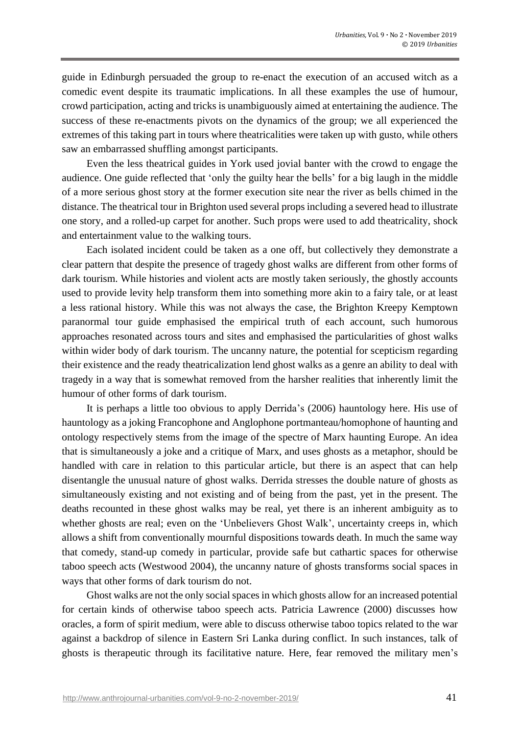guide in Edinburgh persuaded the group to re-enact the execution of an accused witch as a comedic event despite its traumatic implications. In all these examples the use of humour, crowd participation, acting and tricks is unambiguously aimed at entertaining the audience. The success of these re-enactments pivots on the dynamics of the group; we all experienced the extremes of this taking part in tours where theatricalities were taken up with gusto, while others saw an embarrassed shuffling amongst participants.

Even the less theatrical guides in York used jovial banter with the crowd to engage the audience. One guide reflected that 'only the guilty hear the bells' for a big laugh in the middle of a more serious ghost story at the former execution site near the river as bells chimed in the distance. The theatrical tour in Brighton used several props including a severed head to illustrate one story, and a rolled-up carpet for another. Such props were used to add theatricality, shock and entertainment value to the walking tours.

Each isolated incident could be taken as a one off, but collectively they demonstrate a clear pattern that despite the presence of tragedy ghost walks are different from other forms of dark tourism. While histories and violent acts are mostly taken seriously, the ghostly accounts used to provide levity help transform them into something more akin to a fairy tale, or at least a less rational history. While this was not always the case, the Brighton Kreepy Kemptown paranormal tour guide emphasised the empirical truth of each account, such humorous approaches resonated across tours and sites and emphasised the particularities of ghost walks within wider body of dark tourism. The uncanny nature, the potential for scepticism regarding their existence and the ready theatricalization lend ghost walks as a genre an ability to deal with tragedy in a way that is somewhat removed from the harsher realities that inherently limit the humour of other forms of dark tourism.

It is perhaps a little too obvious to apply Derrida's (2006) hauntology here. His use of hauntology as a joking Francophone and Anglophone portmanteau/homophone of haunting and ontology respectively stems from the image of the spectre of Marx haunting Europe. An idea that is simultaneously a joke and a critique of Marx, and uses ghosts as a metaphor, should be handled with care in relation to this particular article, but there is an aspect that can help disentangle the unusual nature of ghost walks. Derrida stresses the double nature of ghosts as simultaneously existing and not existing and of being from the past, yet in the present. The deaths recounted in these ghost walks may be real, yet there is an inherent ambiguity as to whether ghosts are real; even on the 'Unbelievers Ghost Walk', uncertainty creeps in, which allows a shift from conventionally mournful dispositions towards death. In much the same way that comedy, stand-up comedy in particular, provide safe but cathartic spaces for otherwise taboo speech acts (Westwood 2004), the uncanny nature of ghosts transforms social spaces in ways that other forms of dark tourism do not.

Ghost walks are not the only social spaces in which ghosts allow for an increased potential for certain kinds of otherwise taboo speech acts. Patricia Lawrence (2000) discusses how oracles, a form of spirit medium, were able to discuss otherwise taboo topics related to the war against a backdrop of silence in Eastern Sri Lanka during conflict. In such instances, talk of ghosts is therapeutic through its facilitative nature. Here, fear removed the military men's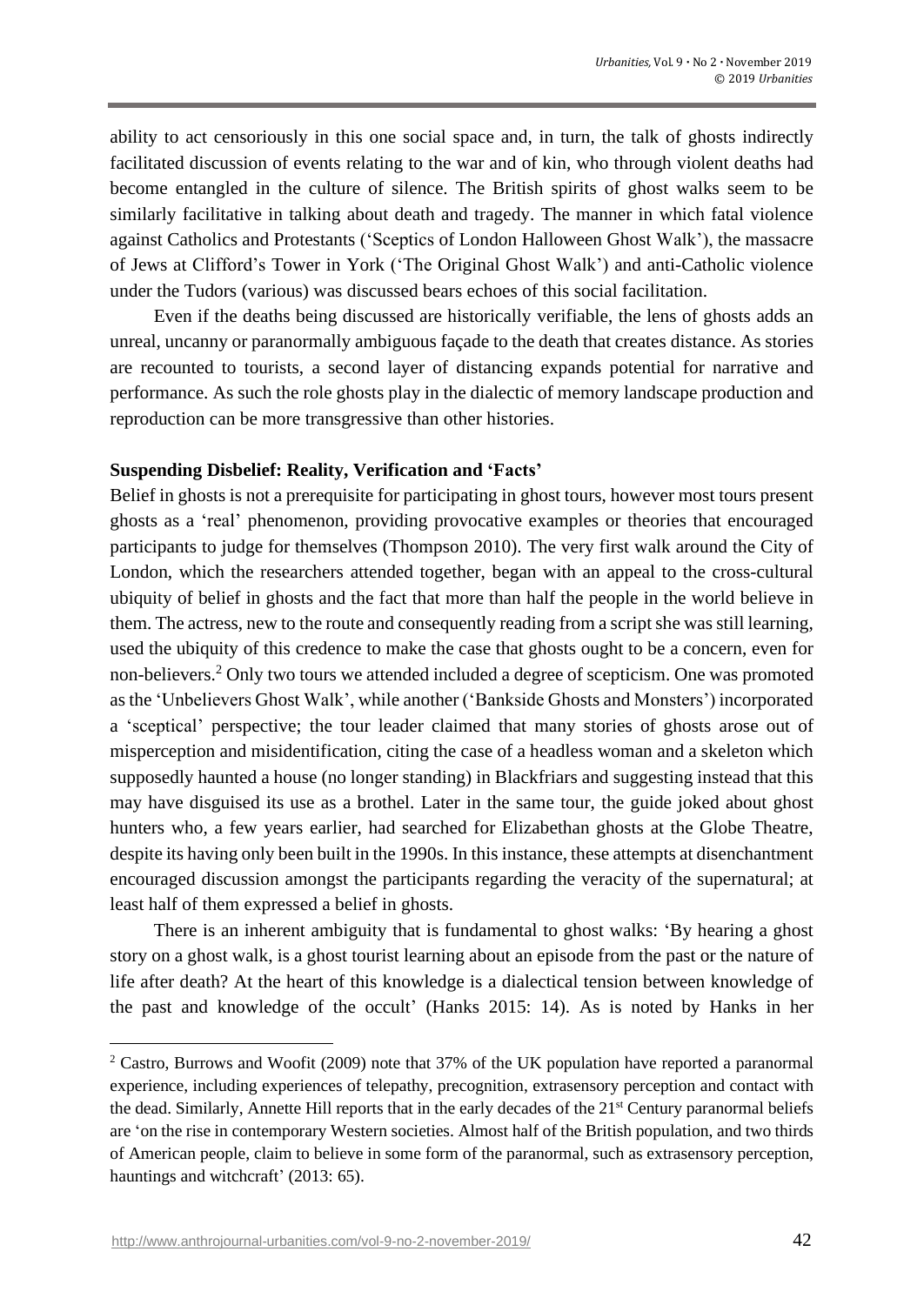ability to act censoriously in this one social space and, in turn, the talk of ghosts indirectly facilitated discussion of events relating to the war and of kin, who through violent deaths had become entangled in the culture of silence. The British spirits of ghost walks seem to be similarly facilitative in talking about death and tragedy. The manner in which fatal violence against Catholics and Protestants ('Sceptics of London Halloween Ghost Walk'), the massacre of Jews at Clifford's Tower in York ('The Original Ghost Walk') and anti-Catholic violence under the Tudors (various) was discussed bears echoes of this social facilitation.

Even if the deaths being discussed are historically verifiable, the lens of ghosts adds an unreal, uncanny or paranormally ambiguous façade to the death that creates distance. As stories are recounted to tourists, a second layer of distancing expands potential for narrative and performance. As such the role ghosts play in the dialectic of memory landscape production and reproduction can be more transgressive than other histories.

**Suspending Disbelief: Reality, Verification and 'Facts'**

Belief in ghosts is not a prerequisite for participating in ghost tours, however most tours present ghosts as a 'real' phenomenon, providing provocative examples or theories that encouraged participants to judge for themselves (Thompson 2010). The very first walk around the City of London, which the researchers attended together, began with an appeal to the cross-cultural ubiquity of belief in ghosts and the fact that more than half the people in the world believe in them. The actress, new to the route and consequently reading from a script she was still learning, used the ubiquity of this credence to make the case that ghosts ought to be a concern, even for non-believers.[2] Only two tours we attended included a degree of scepticism. One was promoted as the 'Unbelievers Ghost Walk', while another ('Bankside Ghosts and Monsters') incorporated a 'sceptical' perspective; the tour leader claimed that many stories of ghosts arose out of misperception and misidentification, citing the case of a headless woman and a skeleton which supposedly haunted a house (no longer standing) in Blackfriars and suggesting instead that this may have disguised its use as a brothel. Later in the same tour, the guide joked about ghost hunters who, a few years earlier, had searched for Elizabethan ghosts at the Globe Theatre, despite its having only been built in the 1990s. In this instance, these attempts at disenchantment encouraged discussion amongst the participants regarding the veracity of the supernatural; at least half of them expressed a belief in ghosts.

There is an inherent ambiguity that is fundamental to ghost walks: 'By hearing a ghost story on a ghost walk, is a ghost tourist learning about an episode from the past or the nature of life after death? At the heart of this knowledge is a dialectical tension between knowledge of the past and knowledge of the occult' (Hanks 2015: 14). As is noted by Hanks in her

---

[2] Castro, Burrows and Woofit (2009) note that 37% of the UK population have reported a paranormal experience, including experiences of telepathy, precognition, extrasensory perception and contact with the dead. Similarly, Annette Hill reports that in the early decades of the 21st Century paranormal beliefs are 'on the rise in contemporary Western societies. Almost half of the British population, and two thirds of American people, claim to believe in some form of the paranormal, such as extrasensory perception, hauntings and witchcraft' (2013: 65).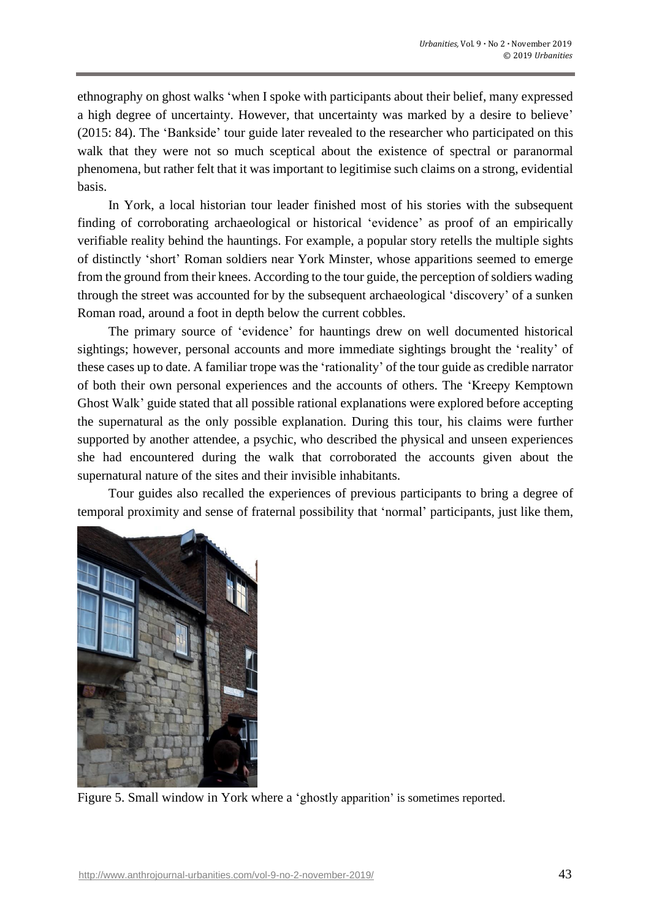ethnography on ghost walks 'when I spoke with participants about their belief, many expressed a high degree of uncertainty. However, that uncertainty was marked by a desire to believe' (2015: 84). The 'Bankside' tour guide later revealed to the researcher who participated on this walk that they were not so much sceptical about the existence of spectral or paranormal phenomena, but rather felt that it was important to legitimise such claims on a strong, evidential basis.

In York, a local historian tour leader finished most of his stories with the subsequent finding of corroborating archaeological or historical 'evidence' as proof of an empirically verifiable reality behind the hauntings. For example, a popular story retells the multiple sights of distinctly 'short' Roman soldiers near York Minster, whose apparitions seemed to emerge from the ground from their knees. According to the tour guide, the perception of soldiers wading through the street was accounted for by the subsequent archaeological 'discovery' of a sunken Roman road, around a foot in depth below the current cobbles.

The primary source of 'evidence' for hauntings drew on well documented historical sightings; however, personal accounts and more immediate sightings brought the 'reality' of these cases up to date. A familiar trope was the 'rationality' of the tour guide as credible narrator of both their own personal experiences and the accounts of others. The 'Kreepy Kemptown Ghost Walk' guide stated that all possible rational explanations were explored before accepting the supernatural as the only possible explanation. During this tour, his claims were further supported by another attendee, a psychic, who described the physical and unseen experiences she had encountered during the walk that corroborated the accounts given about the supernatural nature of the sites and their invisible inhabitants.

Tour guides also recalled the experiences of previous participants to bring a degree of temporal proximity and sense of fraternal possibility that 'normal' participants, just like them,

Figure 5. Small window in York where a 'ghostly apparition' is sometimes reported.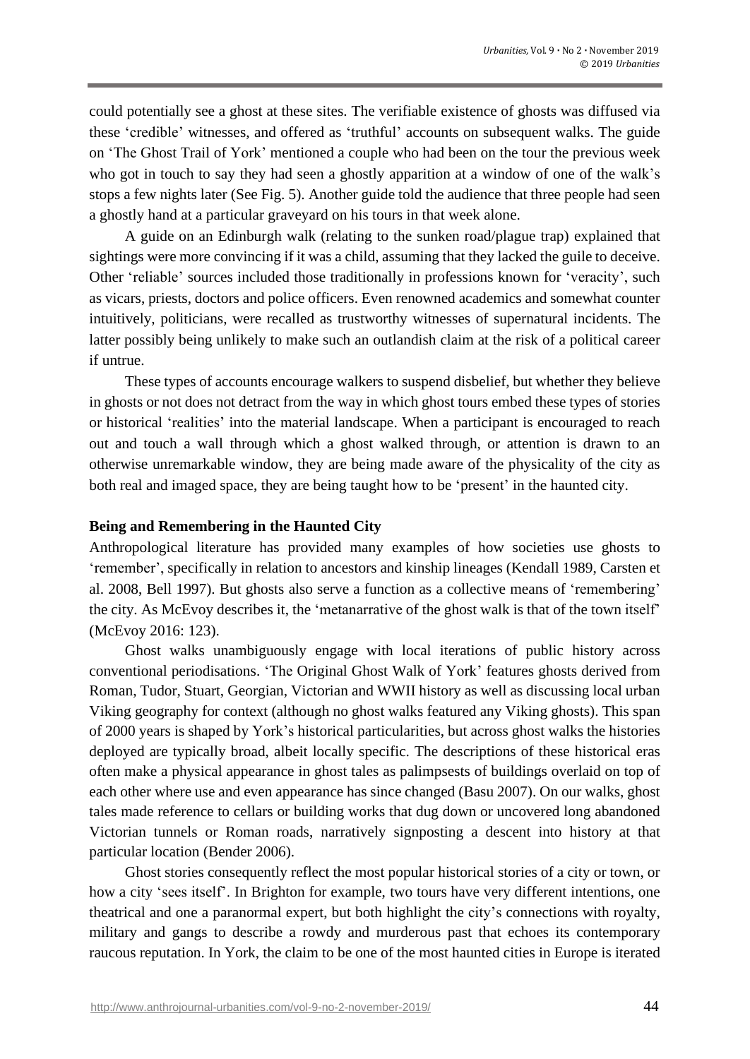could potentially see a ghost at these sites. The verifiable existence of ghosts was diffused via these 'credible' witnesses, and offered as 'truthful' accounts on subsequent walks. The guide on 'The Ghost Trail of York' mentioned a couple who had been on the tour the previous week who got in touch to say they had seen a ghostly apparition at a window of one of the walk's stops a few nights later (See Fig. 5). Another guide told the audience that three people had seen a ghostly hand at a particular graveyard on his tours in that week alone.

A guide on an Edinburgh walk (relating to the sunken road/plague trap) explained that sightings were more convincing if it was a child, assuming that they lacked the guile to deceive. Other 'reliable' sources included those traditionally in professions known for 'veracity', such as vicars, priests, doctors and police officers. Even renowned academics and somewhat counter intuitively, politicians, were recalled as trustworthy witnesses of supernatural incidents. The latter possibly being unlikely to make such an outlandish claim at the risk of a political career if untrue.

These types of accounts encourage walkers to suspend disbelief, but whether they believe in ghosts or not does not detract from the way in which ghost tours embed these types of stories or historical 'realities' into the material landscape. When a participant is encouraged to reach out and touch a wall through which a ghost walked through, or attention is drawn to an otherwise unremarkable window, they are being made aware of the physicality of the city as both real and imaged space, they are being taught how to be 'present' in the haunted city.

### Being and Remembering in the Haunted City

Anthropological literature has provided many examples of how societies use ghosts to 'remember', specifically in relation to ancestors and kinship lineages (Kendall 1989, Carsten et al. 2008, Bell 1997). But ghosts also serve a function as a collective means of 'remembering' the city. As McEvoy describes it, the 'metanarrative of the ghost walk is that of the town itself' (McEvoy 2016: 123).

Ghost walks unambiguously engage with local iterations of public history across conventional periodisations. 'The Original Ghost Walk of York' features ghosts derived from Roman, Tudor, Stuart, Georgian, Victorian and WWII history as well as discussing local urban Viking geography for context (although no ghost walks featured any Viking ghosts). This span of 2000 years is shaped by York's historical particularities, but across ghost walks the histories deployed are typically broad, albeit locally specific. The descriptions of these historical eras often make a physical appearance in ghost tales as palimpsests of buildings overlaid on top of each other where use and even appearance has since changed (Basu 2007). On our walks, ghost tales made reference to cellars or building works that dug down or uncovered long abandoned Victorian tunnels or Roman roads, narratively signposting a descent into history at that particular location (Bender 2006).

Ghost stories consequently reflect the most popular historical stories of a city or town, or how a city 'sees itself'. In Brighton for example, two tours have very different intentions, one theatrical and one a paranormal expert, but both highlight the city's connections with royalty, military and gangs to describe a rowdy and murderous past that echoes its contemporary raucous reputation. In York, the claim to be one of the most haunted cities in Europe is iterated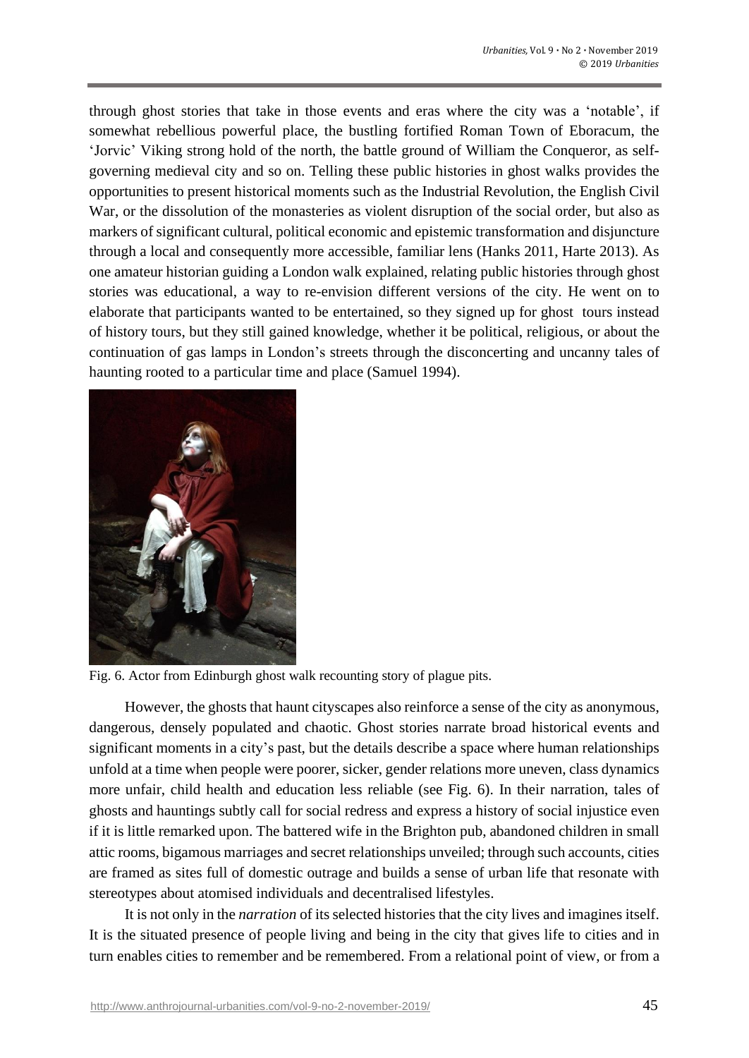through ghost stories that take in those events and eras where the city was a 'notable', if somewhat rebellious powerful place, the bustling fortified Roman Town of Eboracum, the 'Jorvic' Viking strong hold of the north, the battle ground of William the Conqueror, as self-governing medieval city and so on. Telling these public histories in ghost walks provides the opportunities to present historical moments such as the Industrial Revolution, the English Civil War, or the dissolution of the monasteries as violent disruption of the social order, but also as markers of significant cultural, political economic and epistemic transformation and disjuncture through a local and consequently more accessible, familiar lens (Hanks 2011, Harte 2013). As one amateur historian guiding a London walk explained, relating public histories through ghost stories was educational, a way to re-envision different versions of the city. He went on to elaborate that participants wanted to be entertained, so they signed up for ghost tours instead of history tours, but they still gained knowledge, whether it be political, religious, or about the continuation of gas lamps in London's streets through the disconcerting and uncanny tales of haunting rooted to a particular time and place (Samuel 1994).

Fig. 6. Actor from Edinburgh ghost walk recounting story of plague pits.

However, the ghosts that haunt cityscapes also reinforce a sense of the city as anonymous, dangerous, densely populated and chaotic. Ghost stories narrate broad historical events and significant moments in a city's past, but the details describe a space where human relationships unfold at a time when people were poorer, sicker, gender relations more uneven, class dynamics more unfair, child health and education less reliable (see Fig. 6). In their narration, tales of ghosts and hauntings subtly call for social redress and express a history of social injustice even if it is little remarked upon. The battered wife in the Brighton pub, abandoned children in small attic rooms, bigamous marriages and secret relationships unveiled; through such accounts, cities are framed as sites full of domestic outrage and builds a sense of urban life that resonate with stereotypes about atomised individuals and decentralised lifestyles.

It is not only in the *narration* of its selected histories that the city lives and imagines itself. It is the situated presence of people living and being in the city that gives life to cities and in turn enables cities to remember and be remembered. From a relational point of view, or from a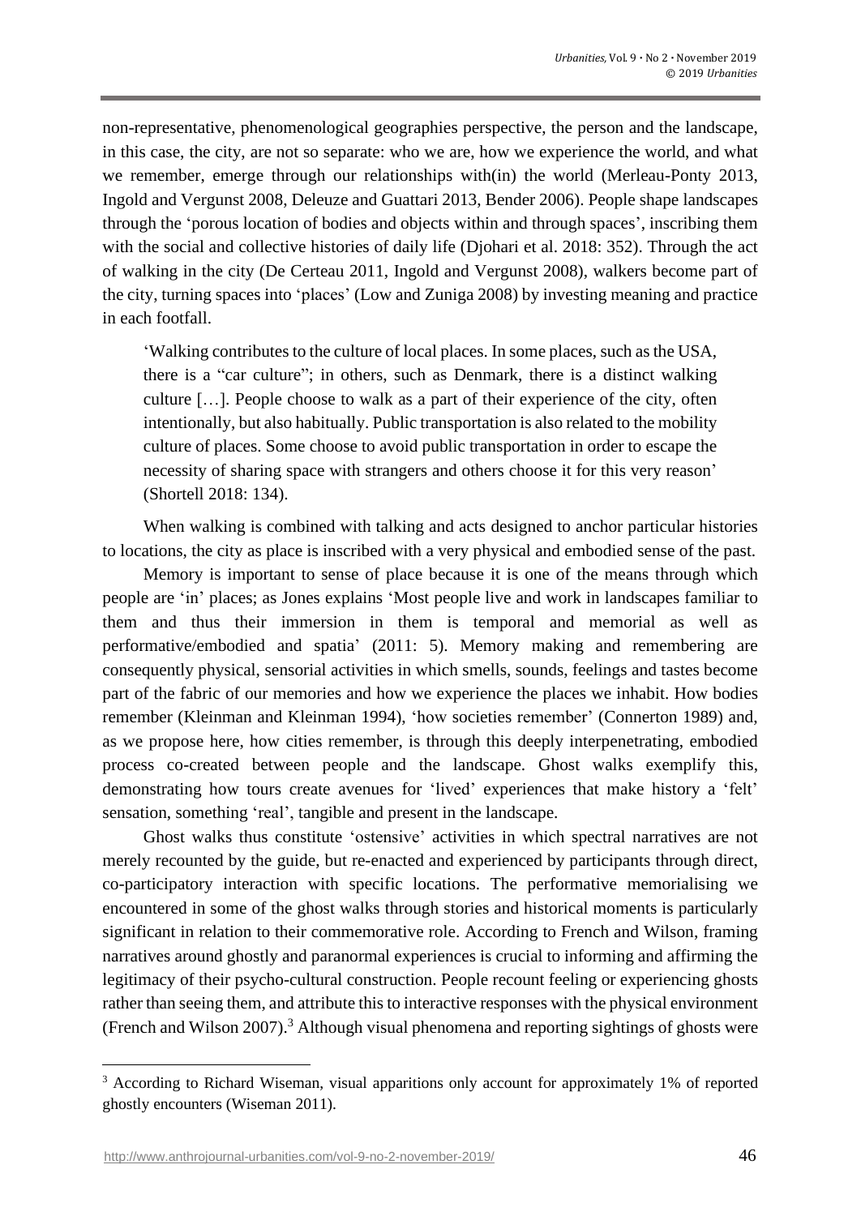non-representative, phenomenological geographies perspective, the person and the landscape, in this case, the city, are not so separate: who we are, how we experience the world, and what we remember, emerge through our relationships with(in) the world (Merleau-Ponty 2013, Ingold and Vergunst 2008, Deleuze and Guattari 2013, Bender 2006). People shape landscapes through the 'porous location of bodies and objects within and through spaces', inscribing them with the social and collective histories of daily life (Djohari et al. 2018: 352). Through the act of walking in the city (De Certeau 2011, Ingold and Vergunst 2008), walkers become part of the city, turning spaces into 'places' (Low and Zuniga 2008) by investing meaning and practice in each footfall.

> 'Walking contributes to the culture of local places. In some places, such as the USA, there is a "car culture"; in others, such as Denmark, there is a distinct walking culture […]. People choose to walk as a part of their experience of the city, often intentionally, but also habitually. Public transportation is also related to the mobility culture of places. Some choose to avoid public transportation in order to escape the necessity of sharing space with strangers and others choose it for this very reason' (Shortell 2018: 134).

When walking is combined with talking and acts designed to anchor particular histories to locations, the city as place is inscribed with a very physical and embodied sense of the past.

Memory is important to sense of place because it is one of the means through which people are 'in' places; as Jones explains 'Most people live and work in landscapes familiar to them and thus their immersion in them is temporal and memorial as well as performative/embodied and spatia' (2011: 5). Memory making and remembering are consequently physical, sensorial activities in which smells, sounds, feelings and tastes become part of the fabric of our memories and how we experience the places we inhabit. How bodies remember (Kleinman and Kleinman 1994), 'how societies remember' (Connerton 1989) and, as we propose here, how cities remember, is through this deeply interpenetrating, embodied process co-created between people and the landscape. Ghost walks exemplify this, demonstrating how tours create avenues for 'lived' experiences that make history a 'felt' sensation, something 'real', tangible and present in the landscape.

Ghost walks thus constitute 'ostensive' activities in which spectral narratives are not merely recounted by the guide, but re-enacted and experienced by participants through direct, co-participatory interaction with specific locations. The performative memorialising we encountered in some of the ghost walks through stories and historical moments is particularly significant in relation to their commemorative role. According to French and Wilson, framing narratives around ghostly and paranormal experiences is crucial to informing and affirming the legitimacy of their psycho-cultural construction. People recount feeling or experiencing ghosts rather than seeing them, and attribute this to interactive responses with the physical environment (French and Wilson 2007).[3] Although visual phenomena and reporting sightings of ghosts were

[3] According to Richard Wiseman, visual apparitions only account for approximately 1% of reported ghostly encounters (Wiseman 2011).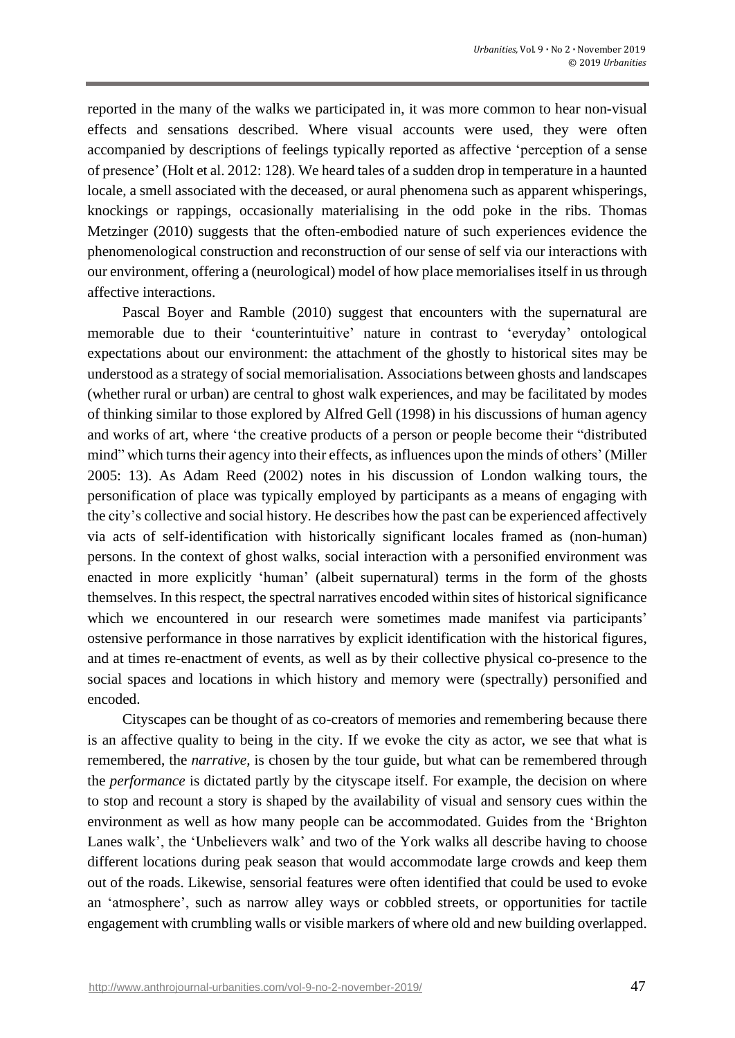reported in the many of the walks we participated in, it was more common to hear non-visual effects and sensations described. Where visual accounts were used, they were often accompanied by descriptions of feelings typically reported as affective 'perception of a sense of presence' (Holt et al. 2012: 128). We heard tales of a sudden drop in temperature in a haunted locale, a smell associated with the deceased, or aural phenomena such as apparent whisperings, knockings or rappings, occasionally materialising in the odd poke in the ribs. Thomas Metzinger (2010) suggests that the often-embodied nature of such experiences evidence the phenomenological construction and reconstruction of our sense of self via our interactions with our environment, offering a (neurological) model of how place memorialises itself in us through affective interactions.

Pascal Boyer and Ramble (2010) suggest that encounters with the supernatural are memorable due to their 'counterintuitive' nature in contrast to 'everyday' ontological expectations about our environment: the attachment of the ghostly to historical sites may be understood as a strategy of social memorialisation. Associations between ghosts and landscapes (whether rural or urban) are central to ghost walk experiences, and may be facilitated by modes of thinking similar to those explored by Alfred Gell (1998) in his discussions of human agency and works of art, where 'the creative products of a person or people become their "distributed mind" which turns their agency into their effects, as influences upon the minds of others' (Miller 2005: 13). As Adam Reed (2002) notes in his discussion of London walking tours, the personification of place was typically employed by participants as a means of engaging with the city's collective and social history. He describes how the past can be experienced affectively via acts of self-identification with historically significant locales framed as (non-human) persons. In the context of ghost walks, social interaction with a personified environment was enacted in more explicitly 'human' (albeit supernatural) terms in the form of the ghosts themselves. In this respect, the spectral narratives encoded within sites of historical significance which we encountered in our research were sometimes made manifest via participants' ostensive performance in those narratives by explicit identification with the historical figures, and at times re-enactment of events, as well as by their collective physical co-presence to the social spaces and locations in which history and memory were (spectrally) personified and encoded.

Cityscapes can be thought of as co-creators of memories and remembering because there is an affective quality to being in the city. If we evoke the city as actor, we see that what is remembered, the *narrative*, is chosen by the tour guide, but what can be remembered through the *performance* is dictated partly by the cityscape itself. For example, the decision on where to stop and recount a story is shaped by the availability of visual and sensory cues within the environment as well as how many people can be accommodated. Guides from the 'Brighton Lanes walk', the 'Unbelievers walk' and two of the York walks all describe having to choose different locations during peak season that would accommodate large crowds and keep them out of the roads. Likewise, sensorial features were often identified that could be used to evoke an 'atmosphere', such as narrow alley ways or cobbled streets, or opportunities for tactile engagement with crumbling walls or visible markers of where old and new building overlapped.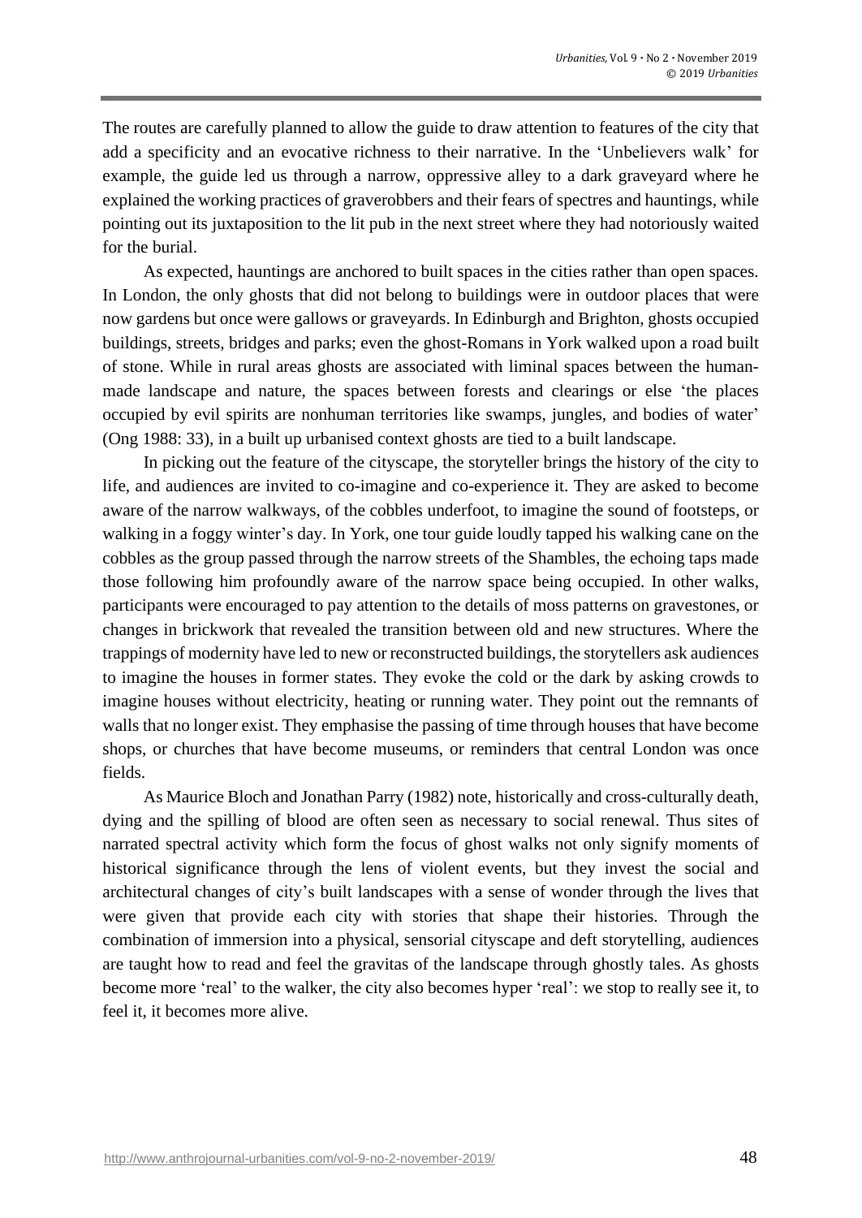The routes are carefully planned to allow the guide to draw attention to features of the city that add a specificity and an evocative richness to their narrative. In the 'Unbelievers walk' for example, the guide led us through a narrow, oppressive alley to a dark graveyard where he explained the working practices of graverobbers and their fears of spectres and hauntings, while pointing out its juxtaposition to the lit pub in the next street where they had notoriously waited for the burial.

As expected, hauntings are anchored to built spaces in the cities rather than open spaces. In London, the only ghosts that did not belong to buildings were in outdoor places that were now gardens but once were gallows or graveyards. In Edinburgh and Brighton, ghosts occupied buildings, streets, bridges and parks; even the ghost-Romans in York walked upon a road built of stone. While in rural areas ghosts are associated with liminal spaces between the human-made landscape and nature, the spaces between forests and clearings or else 'the places occupied by evil spirits are nonhuman territories like swamps, jungles, and bodies of water' (Ong 1988: 33), in a built up urbanised context ghosts are tied to a built landscape.

In picking out the feature of the cityscape, the storyteller brings the history of the city to life, and audiences are invited to co-imagine and co-experience it. They are asked to become aware of the narrow walkways, of the cobbles underfoot, to imagine the sound of footsteps, or walking in a foggy winter's day. In York, one tour guide loudly tapped his walking cane on the cobbles as the group passed through the narrow streets of the Shambles, the echoing taps made those following him profoundly aware of the narrow space being occupied. In other walks, participants were encouraged to pay attention to the details of moss patterns on gravestones, or changes in brickwork that revealed the transition between old and new structures. Where the trappings of modernity have led to new or reconstructed buildings, the storytellers ask audiences to imagine the houses in former states. They evoke the cold or the dark by asking crowds to imagine houses without electricity, heating or running water. They point out the remnants of walls that no longer exist. They emphasise the passing of time through houses that have become shops, or churches that have become museums, or reminders that central London was once fields.

As Maurice Bloch and Jonathan Parry (1982) note, historically and cross-culturally death, dying and the spilling of blood are often seen as necessary to social renewal. Thus sites of narrated spectral activity which form the focus of ghost walks not only signify moments of historical significance through the lens of violent events, but they invest the social and architectural changes of city's built landscapes with a sense of wonder through the lives that were given that provide each city with stories that shape their histories. Through the combination of immersion into a physical, sensorial cityscape and deft storytelling, audiences are taught how to read and feel the gravitas of the landscape through ghostly tales. As ghosts become more 'real' to the walker, the city also becomes hyper 'real': we stop to really see it, to feel it, it becomes more alive.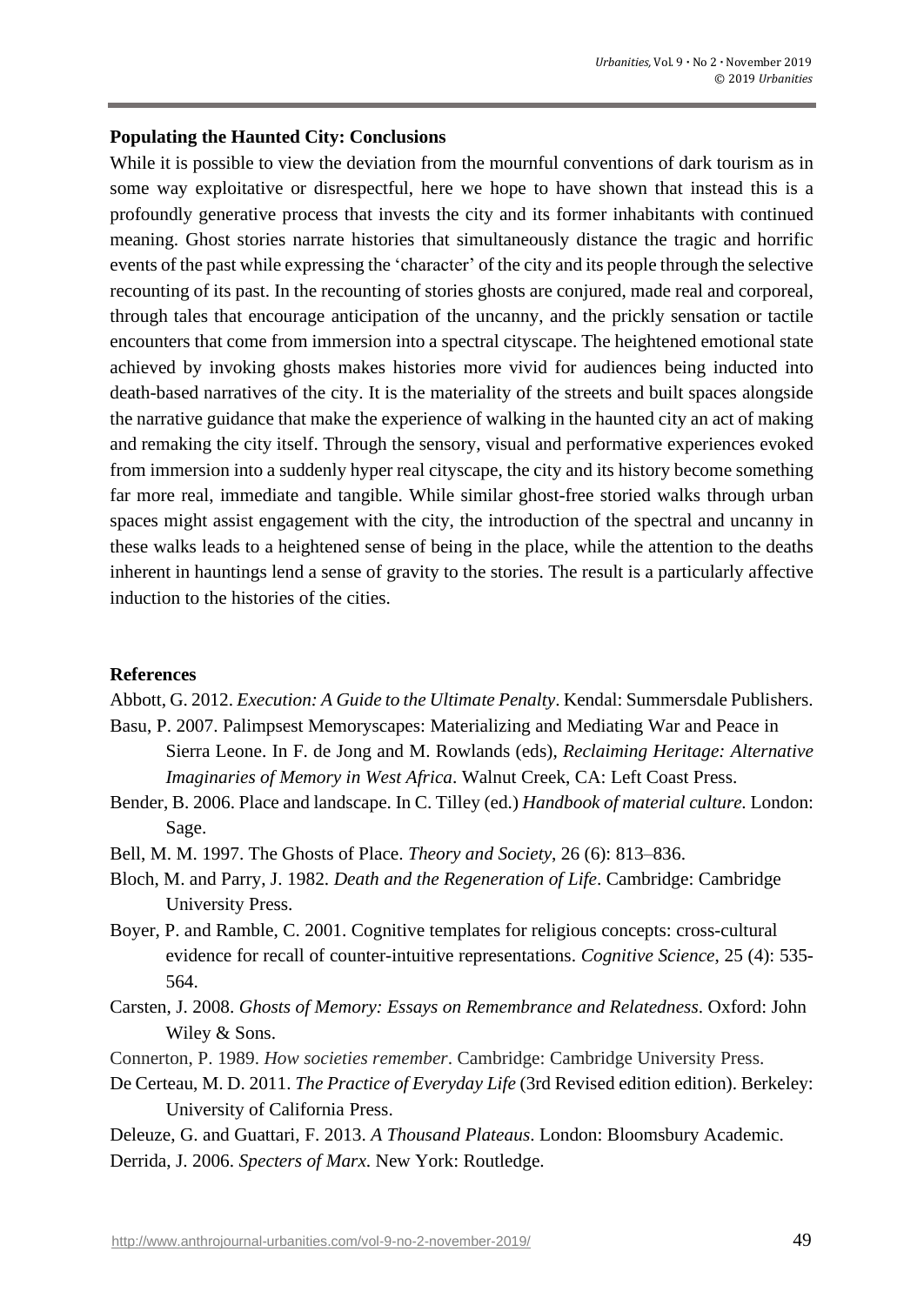**Populating the Haunted City: Conclusions**

While it is possible to view the deviation from the mournful conventions of dark tourism as in some way exploitative or disrespectful, here we hope to have shown that instead this is a profoundly generative process that invests the city and its former inhabitants with continued meaning. Ghost stories narrate histories that simultaneously distance the tragic and horrific events of the past while expressing the 'character' of the city and its people through the selective recounting of its past. In the recounting of stories ghosts are conjured, made real and corporeal, through tales that encourage anticipation of the uncanny, and the prickly sensation or tactile encounters that come from immersion into a spectral cityscape. The heightened emotional state achieved by invoking ghosts makes histories more vivid for audiences being inducted into death-based narratives of the city. It is the materiality of the streets and built spaces alongside the narrative guidance that make the experience of walking in the haunted city an act of making and remaking the city itself. Through the sensory, visual and performative experiences evoked from immersion into a suddenly hyper real cityscape, the city and its history become something far more real, immediate and tangible. While similar ghost-free storied walks through urban spaces might assist engagement with the city, the introduction of the spectral and uncanny in these walks leads to a heightened sense of being in the place, while the attention to the deaths inherent in hauntings lend a sense of gravity to the stories. The result is a particularly affective induction to the histories of the cities.

**References**

Abbott, G. 2012. *Execution: A Guide to the Ultimate Penalty*. Kendal: Summersdale Publishers.

Basu, P. 2007. Palimpsest Memoryscapes: Materializing and Mediating War and Peace in Sierra Leone. In F. de Jong and M. Rowlands (eds), *Reclaiming Heritage: Alternative Imaginaries of Memory in West Africa*. Walnut Creek, CA: Left Coast Press.

Bender, B. 2006. Place and landscape. In C. Tilley (ed.) *Handbook of material culture.* London: Sage.

Bell, M. M. 1997. The Ghosts of Place. *Theory and Society*, 26 (6): 813–836.

Bloch, M. and Parry, J. 1982. *Death and the Regeneration of Life*. Cambridge: Cambridge University Press.

Boyer, P. and Ramble, C. 2001. Cognitive templates for religious concepts: cross-cultural evidence for recall of counter-intuitive representations. *Cognitive Science*, 25 (4): 535-564.

Carsten, J. 2008. *Ghosts of Memory: Essays on Remembrance and Relatedness*. Oxford: John Wiley & Sons.

Connerton, P. 1989. *How societies remember*. Cambridge: Cambridge University Press.

De Certeau, M. D. 2011. *The Practice of Everyday Life* (3rd Revised edition edition). Berkeley: University of California Press.

Deleuze, G. and Guattari, F. 2013. *A Thousand Plateaus*. London: Bloomsbury Academic.

Derrida, J. 2006. *Specters of Marx.* New York: Routledge.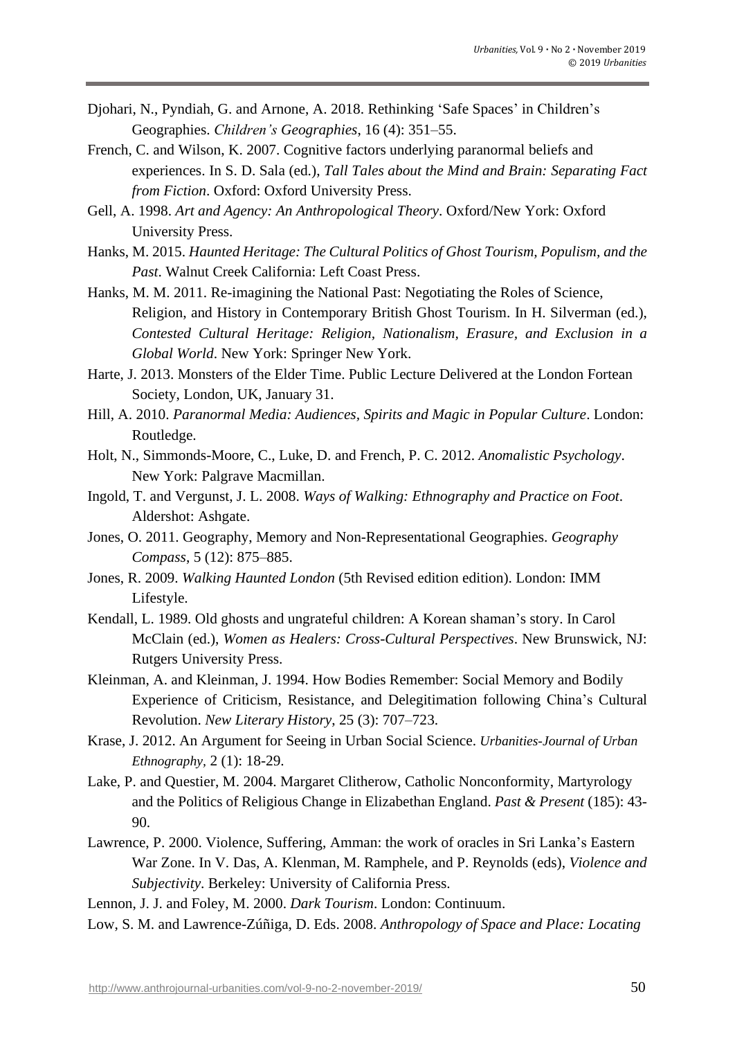Djohari, N., Pyndiah, G. and Arnone, A. 2018. Rethinking 'Safe Spaces' in Children's Geographies. *Children's Geographies*, 16 (4): 351–55.

French, C. and Wilson, K. 2007. Cognitive factors underlying paranormal beliefs and experiences. In S. D. Sala (ed.), *Tall Tales about the Mind and Brain: Separating Fact from Fiction*. Oxford: Oxford University Press.

Gell, A. 1998. *Art and Agency: An Anthropological Theory*. Oxford/New York: Oxford University Press.

Hanks, M. 2015. *Haunted Heritage: The Cultural Politics of Ghost Tourism, Populism, and the Past*. Walnut Creek California: Left Coast Press.

Hanks, M. M. 2011. Re-imagining the National Past: Negotiating the Roles of Science, Religion, and History in Contemporary British Ghost Tourism. In H. Silverman (ed.), *Contested Cultural Heritage: Religion, Nationalism, Erasure, and Exclusion in a Global World*. New York: Springer New York.

Harte, J. 2013. Monsters of the Elder Time. Public Lecture Delivered at the London Fortean Society, London, UK, January 31.

Hill, A. 2010. *Paranormal Media: Audiences, Spirits and Magic in Popular Culture*. London: Routledge.

Holt, N., Simmonds-Moore, C., Luke, D. and French, P. C. 2012. *Anomalistic Psychology*. New York: Palgrave Macmillan.

Ingold, T. and Vergunst, J. L. 2008. *Ways of Walking: Ethnography and Practice on Foot*. Aldershot: Ashgate.

Jones, O. 2011. Geography, Memory and Non-Representational Geographies. *Geography Compass*, 5 (12): 875–885.

Jones, R. 2009. *Walking Haunted London* (5th Revised edition edition). London: IMM Lifestyle.

Kendall, L. 1989. Old ghosts and ungrateful children: A Korean shaman's story. In Carol McClain (ed.), *Women as Healers: Cross-Cultural Perspectives*. New Brunswick, NJ: Rutgers University Press.

Kleinman, A. and Kleinman, J. 1994. How Bodies Remember: Social Memory and Bodily Experience of Criticism, Resistance, and Delegitimation following China's Cultural Revolution. *New Literary History*, 25 (3): 707–723.

Krase, J. 2012. An Argument for Seeing in Urban Social Science. *Urbanities-Journal of Urban Ethnography,* 2 (1): 18-29.

Lake, P. and Questier, M. 2004. Margaret Clitherow, Catholic Nonconformity, Martyrology and the Politics of Religious Change in Elizabethan England. *Past & Present* (185): 43-90.

Lawrence, P. 2000. Violence, Suffering, Amman: the work of oracles in Sri Lanka's Eastern War Zone. In V. Das, A. Klenman, M. Ramphele, and P. Reynolds (eds), *Violence and Subjectivity*. Berkeley: University of California Press.

Lennon, J. J. and Foley, M. 2000. *Dark Tourism*. London: Continuum.

Low, S. M. and Lawrence-Zúñiga, D. Eds. 2008. *Anthropology of Space and Place: Locating*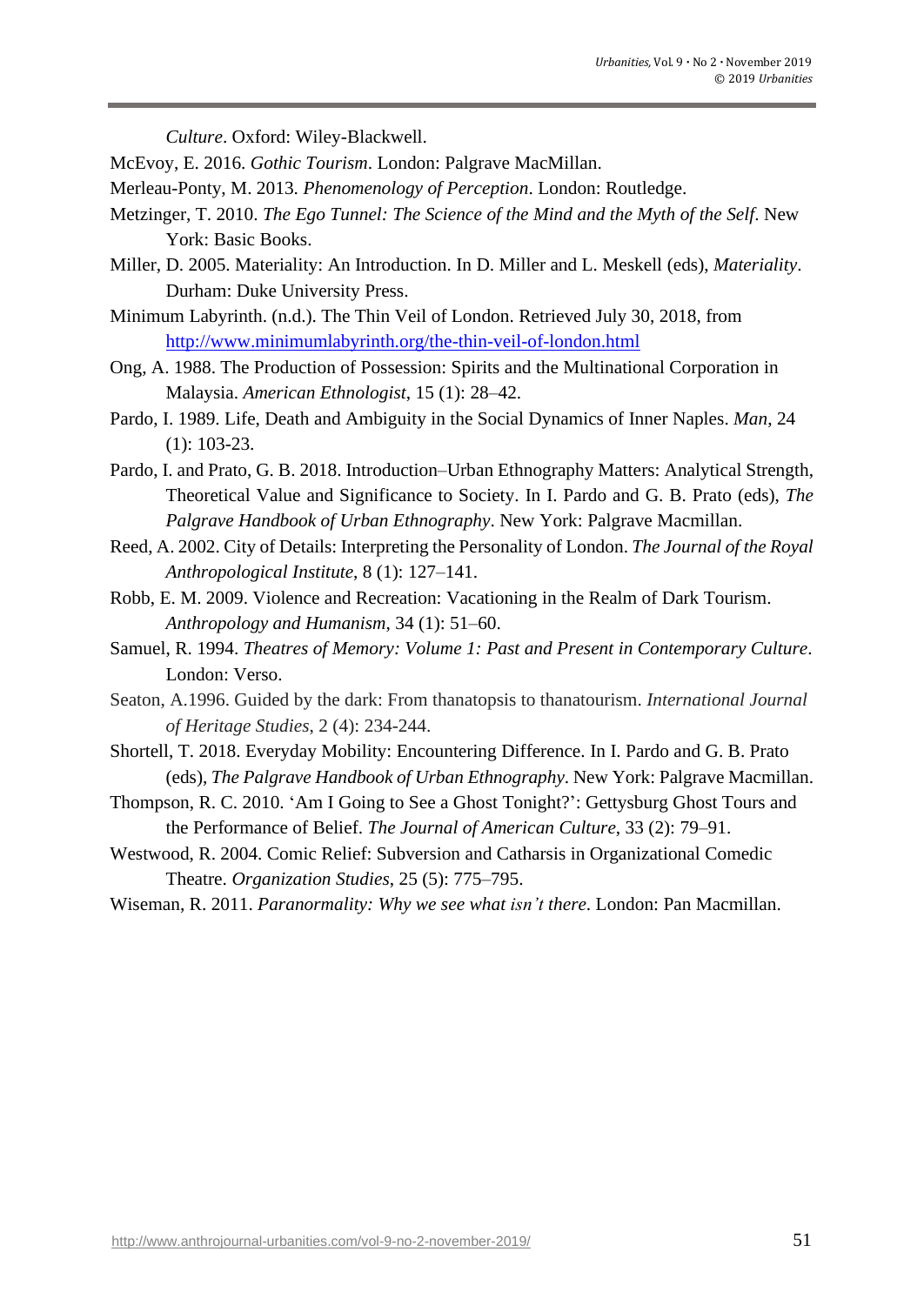*Culture*. Oxford: Wiley-Blackwell.

McEvoy, E. 2016. *Gothic Tourism*. London: Palgrave MacMillan.

Merleau-Ponty, M. 2013. *Phenomenology of Perception*. London: Routledge.

Metzinger, T. 2010. *The Ego Tunnel: The Science of the Mind and the Myth of the Self*. New York: Basic Books.

Miller, D. 2005. Materiality: An Introduction. In D. Miller and L. Meskell (eds), *Materiality*. Durham: Duke University Press.

Minimum Labyrinth. (n.d.). The Thin Veil of London. Retrieved July 30, 2018, from http://www.minimumlabyrinth.org/the-thin-veil-of-london.html

Ong, A. 1988. The Production of Possession: Spirits and the Multinational Corporation in Malaysia. *American Ethnologist*, 15 (1): 28–42.

Pardo, I. 1989. Life, Death and Ambiguity in the Social Dynamics of Inner Naples. *Man*, 24 (1): 103-23.

Pardo, I. and Prato, G. B. 2018. Introduction–Urban Ethnography Matters: Analytical Strength, Theoretical Value and Significance to Society. In I. Pardo and G. B. Prato (eds), *The Palgrave Handbook of Urban Ethnography*. New York: Palgrave Macmillan.

Reed, A. 2002. City of Details: Interpreting the Personality of London. *The Journal of the Royal Anthropological Institute*, 8 (1): 127–141.

Robb, E. M. 2009. Violence and Recreation: Vacationing in the Realm of Dark Tourism. *Anthropology and Humanism*, 34 (1): 51–60.

Samuel, R. 1994. *Theatres of Memory: Volume 1: Past and Present in Contemporary Culture*. London: Verso.

Seaton, A.1996. Guided by the dark: From thanatopsis to thanatourism. *International Journal of Heritage Studies*, 2 (4): 234-244.

Shortell, T. 2018. Everyday Mobility: Encountering Difference. In I. Pardo and G. B. Prato (eds), *The Palgrave Handbook of Urban Ethnography*. New York: Palgrave Macmillan.

Thompson, R. C. 2010. 'Am I Going to See a Ghost Tonight?': Gettysburg Ghost Tours and the Performance of Belief. *The Journal of American Culture*, 33 (2): 79–91.

Westwood, R. 2004. Comic Relief: Subversion and Catharsis in Organizational Comedic Theatre. *Organization Studies*, 25 (5): 775–795.

Wiseman, R. 2011. *Paranormality: Why we see what isn't there*. London: Pan Macmillan.